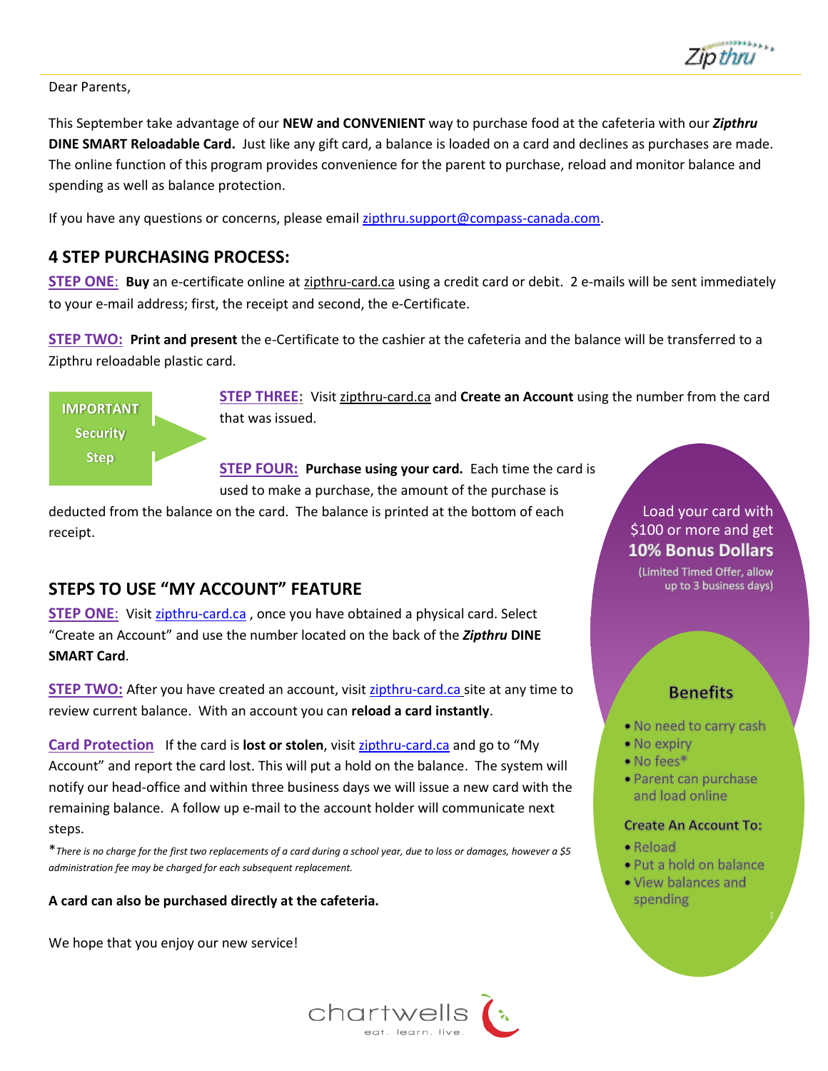Dear Parents,

This September take advantage of our **NEW and CONVENIENT** way to purchase food at the cafeteria with our ***Zipthru* DINE SMART Reloadable Card.** Just like any gift card, a balance is loaded on a card and declines as purchases are made. The online function of this program provides convenience for the parent to purchase, reload and monitor balance and spending as well as balance protection.

If you have any questions or concerns, please email zipthru.support@compass-canada.com.

## 4 STEP PURCHASING PROCESS:

**STEP ONE**: **Buy** an e-certificate online at zipthru-card.ca using a credit card or debit. 2 e-mails will be sent immediately to your e-mail address; first, the receipt and second, the e-Certificate.

**STEP TWO:** **Print and present** the e-Certificate to the cashier at the cafeteria and the balance will be transferred to a Zipthru reloadable plastic card.

**IMPORTANT Security Step**

**STEP THREE:** Visit zipthru-card.ca and **Create an Account** using the number from the card that was issued.

**STEP FOUR:** **Purchase using your card.** Each time the card is used to make a purchase, the amount of the purchase is deducted from the balance on the card. The balance is printed at the bottom of each receipt.

## STEPS TO USE "MY ACCOUNT" FEATURE

**STEP ONE**: Visit zipthru-card.ca , once you have obtained a physical card. Select "Create an Account" and use the number located on the back of the ***Zipthru* DINE SMART Card**.

**STEP TWO:** After you have created an account, visit zipthru-card.ca site at any time to review current balance. With an account you can **reload a card instantly**.

**Card Protection** If the card is **lost or stolen**, visit zipthru-card.ca and go to "My Account" and report the card lost. This will put a hold on the balance. The system will notify our head-office and within three business days we will issue a new card with the remaining balance. A follow up e-mail to the account holder will communicate next steps.

\**There is no charge for the first two replacements of a card during a school year, due to loss or damages, however a $5 administration fee may be charged for each subsequent replacement.*

**A card can also be purchased directly at the cafeteria.**

We hope that you enjoy our new service!

Load your card with $100 or more and get **10% Bonus Dollars**

(Limited Timed Offer, allow up to 3 business days)

### Benefits

- No need to carry cash
- No expiry
- No fees*
- Parent can purchase and load online

**Create An Account To:**

- Reload
- Put a hold on balance
- View balances and spending

chartwells
eat. learn. live.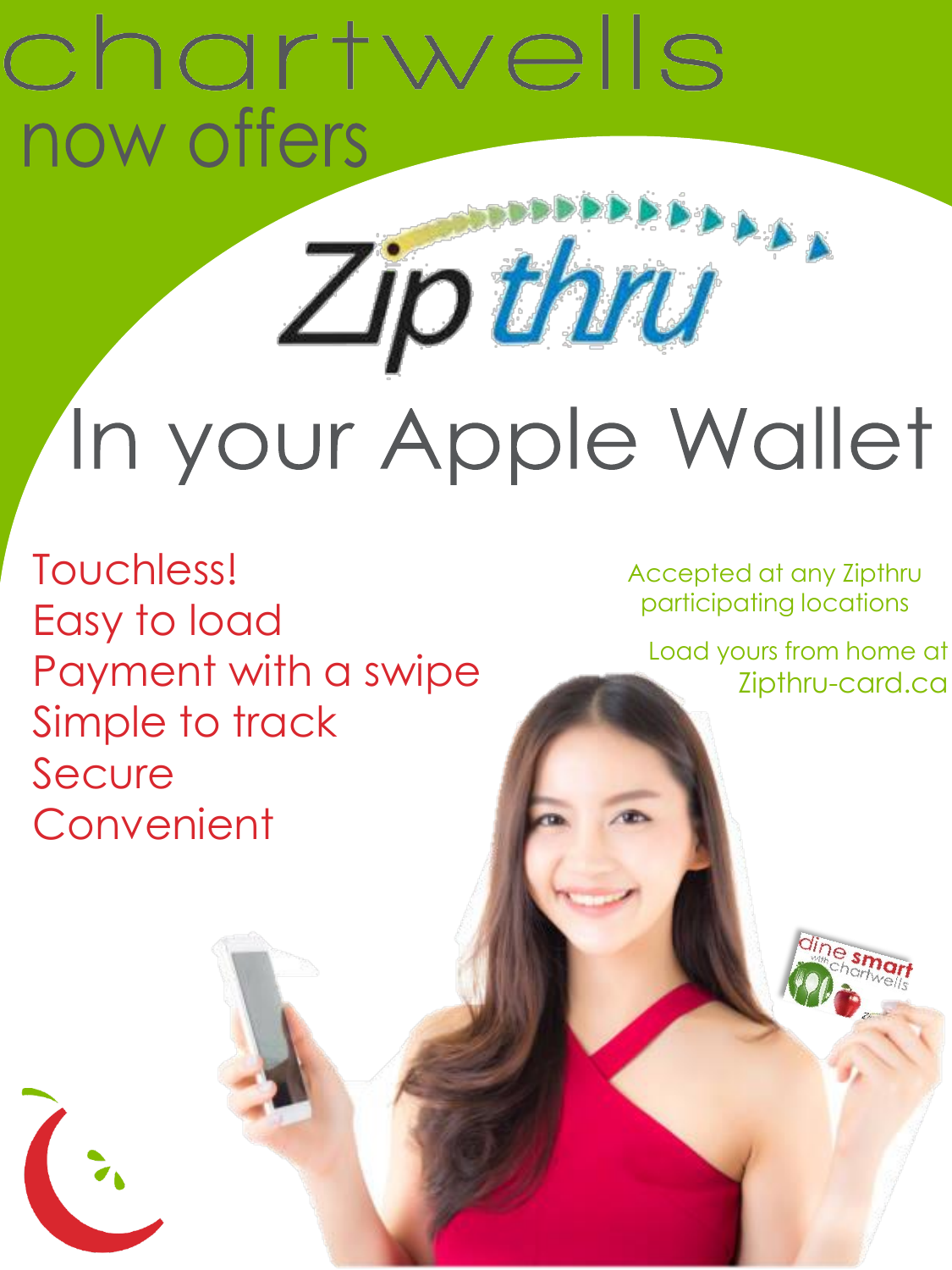# chartwells now offers

## Zipthru

## In your Apple Wallet

- Touchless!
- Easy to load
- Payment with a swipe
- Simple to track
- Secure
- Convenient

Accepted at any Zipthru participating locations

Load yours from home at Zipthru-card.ca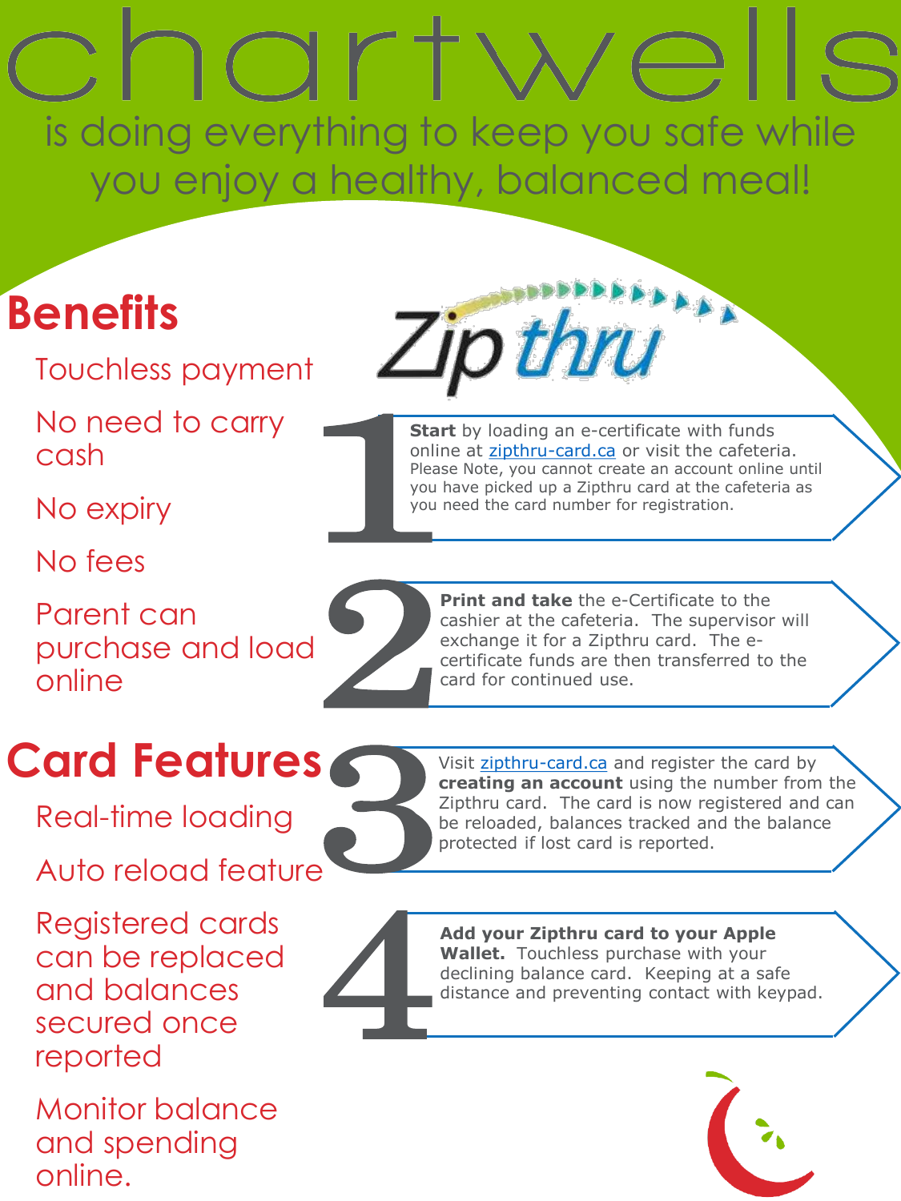# chartwells

is doing everything to keep you safe while you enjoy a healthy, balanced meal!

## Benefits

- Touchless payment
- No need to carry cash
- No expiry
- No fees
- Parent can purchase and load online

## Card Features

- Real-time loading
- Auto reload feature
- Registered cards can be replaced and balances secured once reported
- Monitor balance and spending online.

Zipthru

1. **Start** by loading an e-certificate with funds online at zipthru-card.ca or visit the cafeteria. Please Note, you cannot create an account online until you have picked up a Zipthru card at the cafeteria as you need the card number for registration.

2. **Print and take** the e-Certificate to the cashier at the cafeteria. The supervisor will exchange it for a Zipthru card. The e-certificate funds are then transferred to the card for continued use.

3. Visit zipthru-card.ca and register the card by **creating an account** using the number from the Zipthru card. The card is now registered and can be reloaded, balances tracked and the balance protected if lost card is reported.

4. **Add your Zipthru card to your Apple Wallet.** Touchless purchase with your declining balance card. Keeping at a safe distance and preventing contact with keypad.